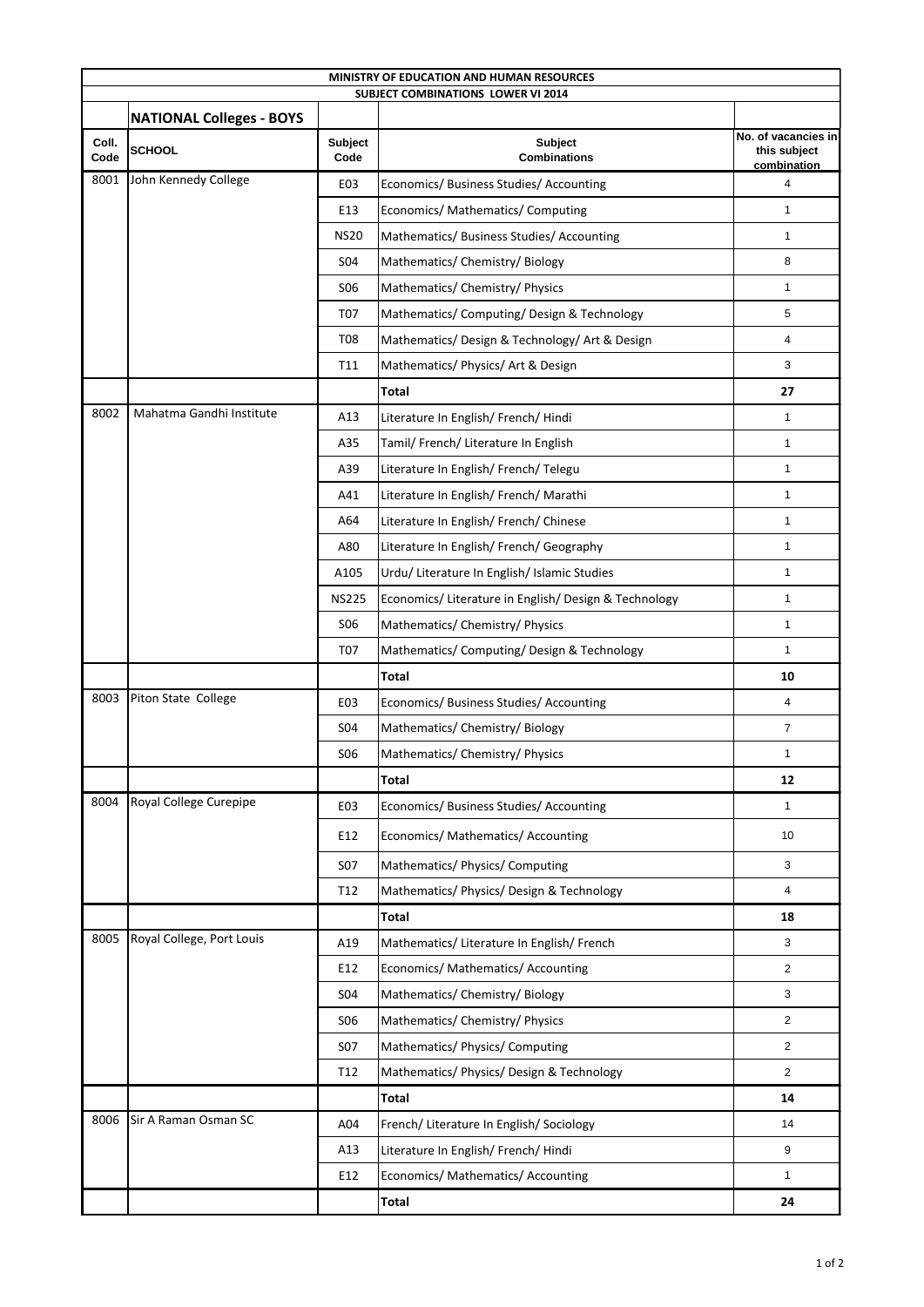| MINISTRY OF EDUCATION AND HUMAN RESOURCES | | | | |
|---|---|---|---|---|
| SUBJECT COMBINATIONS LOWER VI 2014 | | | | |
| | **NATIONAL Colleges - BOYS** | | | |
| **Coll. Code** | **SCHOOL** | **Subject Code** | **Subject Combinations** | **No. of vacancies in this subject combination** |
| 8001 | John Kennedy College | E03 | Economics/ Business Studies/ Accounting | 4 |
| | | E13 | Economics/ Mathematics/ Computing | 1 |
| | | NS20 | Mathematics/ Business Studies/ Accounting | 1 |
| | | S04 | Mathematics/ Chemistry/ Biology | 8 |
| | | S06 | Mathematics/ Chemistry/ Physics | 1 |
| | | T07 | Mathematics/ Computing/ Design & Technology | 5 |
| | | T08 | Mathematics/ Design & Technology/ Art & Design | 4 |
| | | T11 | Mathematics/ Physics/ Art & Design | 3 |
| | | | **Total** | **27** |
| 8002 | Mahatma Gandhi Institute | A13 | Literature In English/ French/ Hindi | 1 |
| | | A35 | Tamil/ French/ Literature In English | 1 |
| | | A39 | Literature In English/ French/ Telegu | 1 |
| | | A41 | Literature In English/ French/ Marathi | 1 |
| | | A64 | Literature In English/ French/ Chinese | 1 |
| | | A80 | Literature In English/ French/ Geography | 1 |
| | | A105 | Urdu/ Literature In English/ Islamic Studies | 1 |
| | | NS225 | Economics/ Literature in English/ Design & Technology | 1 |
| | | S06 | Mathematics/ Chemistry/ Physics | 1 |
| | | T07 | Mathematics/ Computing/ Design & Technology | 1 |
| | | | **Total** | **10** |
| 8003 | Piton State College | E03 | Economics/ Business Studies/ Accounting | 4 |
| | | S04 | Mathematics/ Chemistry/ Biology | 7 |
| | | S06 | Mathematics/ Chemistry/ Physics | 1 |
| | | | **Total** | **12** |
| 8004 | Royal College Curepipe | E03 | Economics/ Business Studies/ Accounting | 1 |
| | | E12 | Economics/ Mathematics/ Accounting | 10 |
| | | S07 | Mathematics/ Physics/ Computing | 3 |
| | | T12 | Mathematics/ Physics/ Design & Technology | 4 |
| | | | **Total** | **18** |
| 8005 | Royal College, Port Louis | A19 | Mathematics/ Literature In English/ French | 3 |
| | | E12 | Economics/ Mathematics/ Accounting | 2 |
| | | S04 | Mathematics/ Chemistry/ Biology | 3 |
| | | S06 | Mathematics/ Chemistry/ Physics | 2 |
| | | S07 | Mathematics/ Physics/ Computing | 2 |
| | | T12 | Mathematics/ Physics/ Design & Technology | 2 |
| | | | **Total** | **14** |
| 8006 | Sir A Raman Osman SC | A04 | French/ Literature In English/ Sociology | 14 |
| | | A13 | Literature In English/ French/ Hindi | 9 |
| | | E12 | Economics/ Mathematics/ Accounting | 1 |
| | | | **Total** | **24** |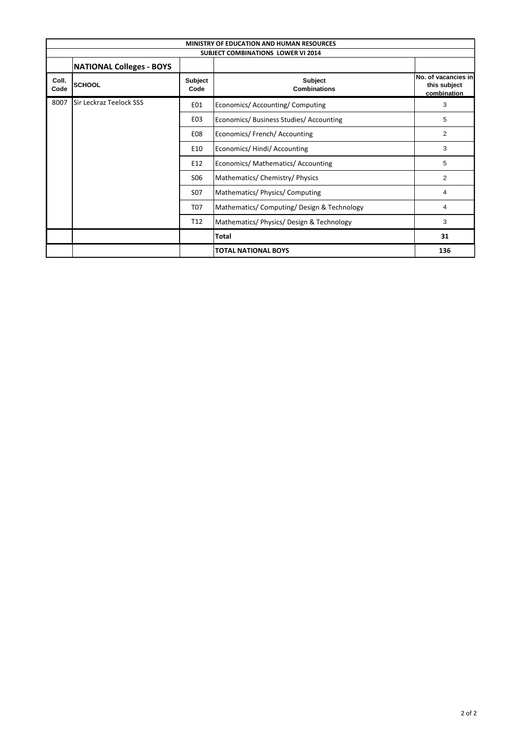| MINISTRY OF EDUCATION AND HUMAN RESOURCES | | | | |
|---|---|---|---|---|
| SUBJECT COMBINATIONS LOWER VI 2014 | | | | |
| | **NATIONAL Colleges - BOYS** | | | |
| **Coll. Code** | **SCHOOL** | **Subject Code** | **Subject Combinations** | **No. of vacancies in this subject combination** |
| 8007 | Sir Leckraz Teelock SSS | E01 | Economics/ Accounting/ Computing | 3 |
| | | E03 | Economics/ Business Studies/ Accounting | 5 |
| | | E08 | Economics/ French/ Accounting | 2 |
| | | E10 | Economics/ Hindi/ Accounting | 3 |
| | | E12 | Economics/ Mathematics/ Accounting | 5 |
| | | S06 | Mathematics/ Chemistry/ Physics | 2 |
| | | S07 | Mathematics/ Physics/ Computing | 4 |
| | | T07 | Mathematics/ Computing/ Design & Technology | 4 |
| | | T12 | Mathematics/ Physics/ Design & Technology | 3 |
| | | | **Total** | **31** |
| | | | **TOTAL NATIONAL BOYS** | **136** |